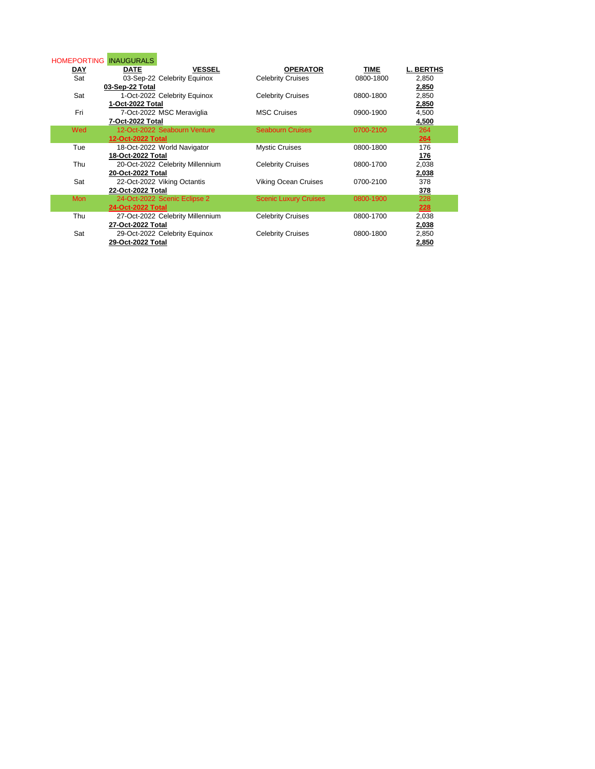HOMEPORTING INAUGURALS

| DAY | DATE | VESSEL | OPERATOR | TIME | L. BERTHS |
|---|---|---|---|---|---|
| Sat | 03-Sep-22 | Celebrity Equinox | Celebrity Cruises | 0800-1800 | 2,850 |
| | **03-Sep-22 Total** | | | | **2,850** |
| Sat | 1-Oct-2022 | Celebrity Equinox | Celebrity Cruises | 0800-1800 | 2,850 |
| | **1-Oct-2022 Total** | | | | **2,850** |
| Fri | 7-Oct-2022 | MSC Meraviglia | MSC Cruises | 0900-1900 | 4,500 |
| | **7-Oct-2022 Total** | | | | **4,500** |
| Wed | 12-Oct-2022 | Seabourn Venture | Seabourn Cruises | 0700-2100 | 264 |
| | **12-Oct-2022 Total** | | | | **264** |
| Tue | 18-Oct-2022 | World Navigator | Mystic Cruises | 0800-1800 | 176 |
| | **18-Oct-2022 Total** | | | | **176** |
| Thu | 20-Oct-2022 | Celebrity Millennium | Celebrity Cruises | 0800-1700 | 2,038 |
| | **20-Oct-2022 Total** | | | | **2,038** |
| Sat | 22-Oct-2022 | Viking Octantis | Viking Ocean Cruises | 0700-2100 | 378 |
| | **22-Oct-2022 Total** | | | | **378** |
| Mon | 24-Oct-2022 | Scenic Eclipse 2 | Scenic Luxury Cruises | 0800-1900 | 228 |
| | **24-Oct-2022 Total** | | | | **228** |
| Thu | 27-Oct-2022 | Celebrity Millennium | Celebrity Cruises | 0800-1700 | 2,038 |
| | **27-Oct-2022 Total** | | | | **2,038** |
| Sat | 29-Oct-2022 | Celebrity Equinox | Celebrity Cruises | 0800-1800 | 2,850 |
| | **29-Oct-2022 Total** | | | | **2,850** |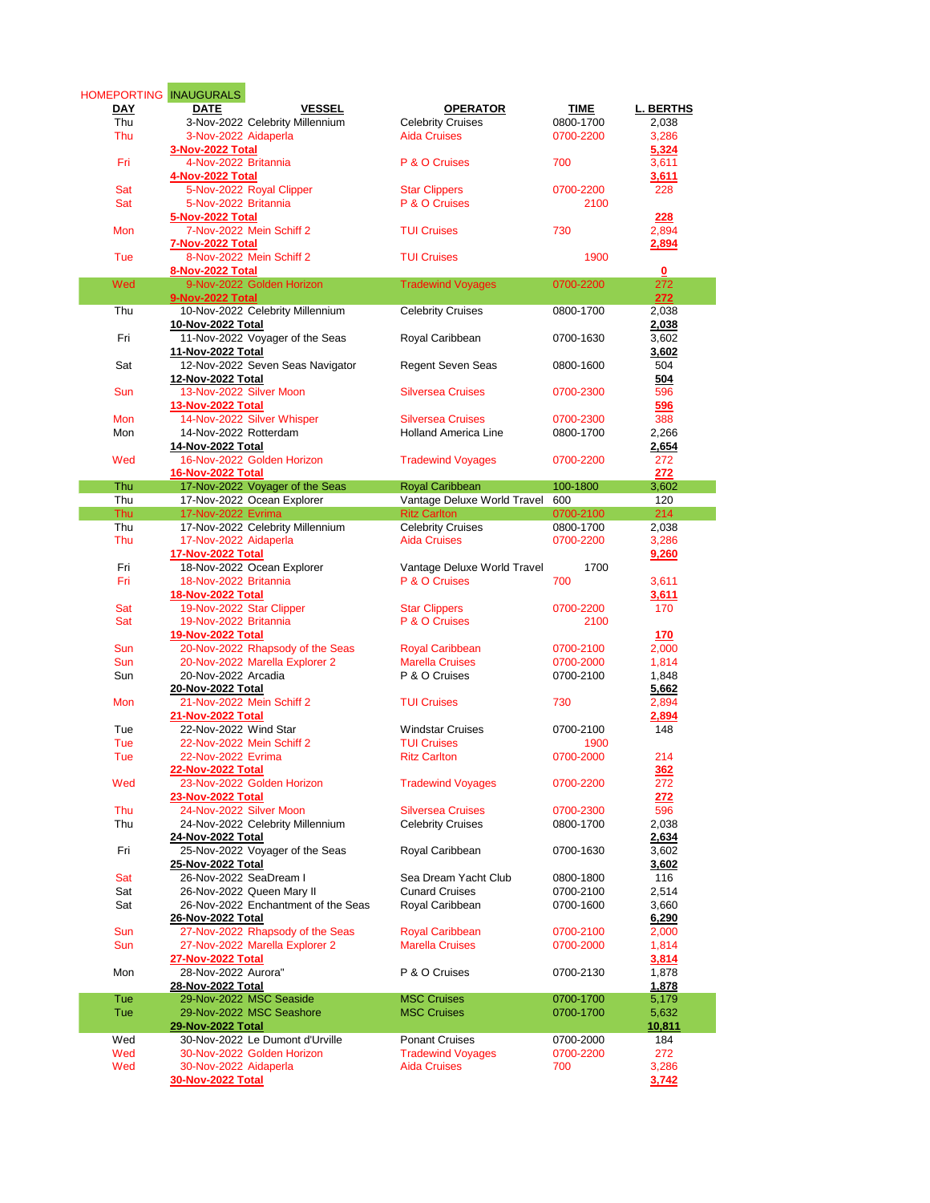HOMEPORTING INAUGURALS

| DAY | DATE | VESSEL | OPERATOR | TIME | L. BERTHS |
|---|---|---|---|---|---|
| Thu | 3-Nov-2022 | Celebrity Millennium | Celebrity Cruises | 0800-1700 | 2,038 |
| Thu | 3-Nov-2022 | Aidaperla | Aida Cruises | 0700-2200 | 3,286 |
| | 3-Nov-2022 Total | | | | 5,324 |
| Fri | 4-Nov-2022 | Britannia | P & O Cruises | 700 | 3,611 |
| | 4-Nov-2022 Total | | | | 3,611 |
| Sat | 5-Nov-2022 | Royal Clipper | Star Clippers | 0700-2200 | 228 |
| Sat | 5-Nov-2022 | Britannia | P & O Cruises | 2100 | |
| | 5-Nov-2022 Total | | | | 228 |
| Mon | 7-Nov-2022 | Mein Schiff 2 | TUI Cruises | 730 | 2,894 |
| | 7-Nov-2022 Total | | | | 2,894 |
| Tue | 8-Nov-2022 | Mein Schiff 2 | TUI Cruises | 1900 | |
| | 8-Nov-2022 Total | | | | 0 |
| Wed | 9-Nov-2022 | Golden Horizon | Tradewind Voyages | 0700-2200 | 272 |
| | 9-Nov-2022 Total | | | | 272 |
| Thu | 10-Nov-2022 | Celebrity Millennium | Celebrity Cruises | 0800-1700 | 2,038 |
| | 10-Nov-2022 Total | | | | 2,038 |
| Fri | 11-Nov-2022 | Voyager of the Seas | Royal Caribbean | 0700-1630 | 3,602 |
| | 11-Nov-2022 Total | | | | 3,602 |
| Sat | 12-Nov-2022 | Seven Seas Navigator | Regent Seven Seas | 0800-1600 | 504 |
| | 12-Nov-2022 Total | | | | 504 |
| Sun | 13-Nov-2022 | Silver Moon | Silversea Cruises | 0700-2300 | 596 |
| | 13-Nov-2022 Total | | | | 596 |
| Mon | 14-Nov-2022 | Silver Whisper | Silversea Cruises | 0700-2300 | 388 |
| Mon | 14-Nov-2022 | Rotterdam | Holland America Line | 0800-1700 | 2,266 |
| | 14-Nov-2022 Total | | | | 2,654 |
| Wed | 16-Nov-2022 | Golden Horizon | Tradewind Voyages | 0700-2200 | 272 |
| | 16-Nov-2022 Total | | | | 272 |
| Thu | 17-Nov-2022 | Voyager of the Seas | Royal Caribbean | 100-1800 | 3,602 |
| Thu | 17-Nov-2022 | Ocean Explorer | Vantage Deluxe World Travel | 600 | 120 |
| Thu | 17-Nov-2022 | Evrima | Ritz Carlton | 0700-2100 | 214 |
| Thu | 17-Nov-2022 | Celebrity Millennium | Celebrity Cruises | 0800-1700 | 2,038 |
| Thu | 17-Nov-2022 | Aidaperla | Aida Cruises | 0700-2200 | 3,286 |
| | 17-Nov-2022 Total | | | | 9,260 |
| Fri | 18-Nov-2022 | Ocean Explorer | Vantage Deluxe World Travel | 1700 | |
| Fri | 18-Nov-2022 | Britannia | P & O Cruises | 700 | 3,611 |
| | 18-Nov-2022 Total | | | | 3,611 |
| Sat | 19-Nov-2022 | Star Clipper | Star Clippers | 0700-2200 | 170 |
| Sat | 19-Nov-2022 | Britannia | P & O Cruises | 2100 | |
| | 19-Nov-2022 Total | | | | 170 |
| Sun | 20-Nov-2022 | Rhapsody of the Seas | Royal Caribbean | 0700-2100 | 2,000 |
| Sun | 20-Nov-2022 | Marella Explorer 2 | Marella Cruises | 0700-2000 | 1,814 |
| Sun | 20-Nov-2022 | Arcadia | P & O Cruises | 0700-2100 | 1,848 |
| | 20-Nov-2022 Total | | | | 5,662 |
| Mon | 21-Nov-2022 | Mein Schiff 2 | TUI Cruises | 730 | 2,894 |
| | 21-Nov-2022 Total | | | | 2,894 |
| Tue | 22-Nov-2022 | Wind Star | Windstar Cruises | 0700-2100 | 148 |
| Tue | 22-Nov-2022 | Mein Schiff 2 | TUI Cruises | 1900 | |
| Tue | 22-Nov-2022 | Evrima | Ritz Carlton | 0700-2000 | 214 |
| | 22-Nov-2022 Total | | | | 362 |
| Wed | 23-Nov-2022 | Golden Horizon | Tradewind Voyages | 0700-2200 | 272 |
| | 23-Nov-2022 Total | | | | 272 |
| Thu | 24-Nov-2022 | Silver Moon | Silversea Cruises | 0700-2300 | 596 |
| Thu | 24-Nov-2022 | Celebrity Millennium | Celebrity Cruises | 0800-1700 | 2,038 |
| | 24-Nov-2022 Total | | | | 2,634 |
| Fri | 25-Nov-2022 | Voyager of the Seas | Royal Caribbean | 0700-1630 | 3,602 |
| | 25-Nov-2022 Total | | | | 3,602 |
| Sat | 26-Nov-2022 | SeaDream I | Sea Dream Yacht Club | 0800-1800 | 116 |
| Sat | 26-Nov-2022 | Queen Mary II | Cunard Cruises | 0700-2100 | 2,514 |
| Sat | 26-Nov-2022 | Enchantment of the Seas | Royal Caribbean | 0700-1600 | 3,660 |
| | 26-Nov-2022 Total | | | | 6,290 |
| Sun | 27-Nov-2022 | Rhapsody of the Seas | Royal Caribbean | 0700-2100 | 2,000 |
| Sun | 27-Nov-2022 | Marella Explorer 2 | Marella Cruises | 0700-2000 | 1,814 |
| | 27-Nov-2022 Total | | | | 3,814 |
| Mon | 28-Nov-2022 | Aurora" | P & O Cruises | 0700-2130 | 1,878 |
| | 28-Nov-2022 Total | | | | 1,878 |
| Tue | 29-Nov-2022 | MSC Seaside | MSC Cruises | 0700-1700 | 5,179 |
| Tue | 29-Nov-2022 | MSC Seashore | MSC Cruises | 0700-1700 | 5,632 |
| | 29-Nov-2022 Total | | | | 10,811 |
| Wed | 30-Nov-2022 | Le Dumont d'Urville | Ponant Cruises | 0700-2000 | 184 |
| Wed | 30-Nov-2022 | Golden Horizon | Tradewind Voyages | 0700-2200 | 272 |
| Wed | 30-Nov-2022 | Aidaperla | Aida Cruises | 700 | 3,286 |
| | 30-Nov-2022 Total | | | | 3,742 |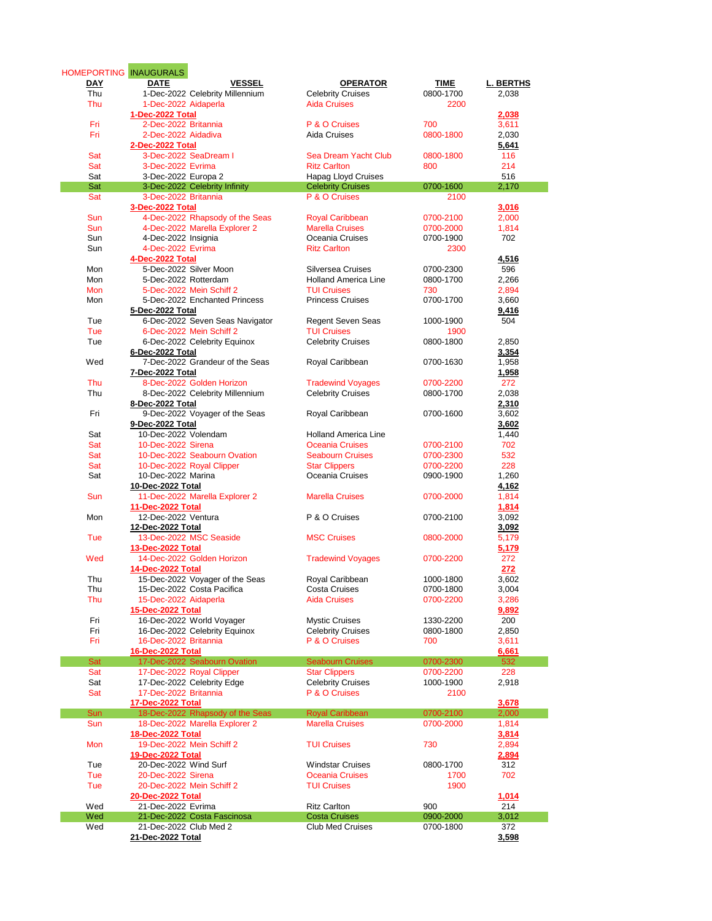HOMEPORTING INAUGURALS

| DAY | DATE | VESSEL | OPERATOR | TIME | L. BERTHS |
|---|---|---|---|---|---|
| Thu | 1-Dec-2022 | Celebrity Millennium | Celebrity Cruises | 0800-1700 | 2,038 |
| Thu | 1-Dec-2022 | Aidaperla | Aida Cruises | 2200 | |
| | **1-Dec-2022 Total** | | | | **2,038** |
| Fri | 2-Dec-2022 | Britannia | P & O Cruises | 700 | 3,611 |
| Fri | 2-Dec-2022 | Aidadiva | Aida Cruises | 0800-1800 | 2,030 |
| | **2-Dec-2022 Total** | | | | **5,641** |
| Sat | 3-Dec-2022 | SeaDream I | Sea Dream Yacht Club | 0800-1800 | 116 |
| Sat | 3-Dec-2022 | Evrima | Ritz Carlton | 800 | 214 |
| Sat | 3-Dec-2022 | Europa 2 | Hapag Lloyd Cruises | | 516 |
| Sat | 3-Dec-2022 | Celebrity Infinity | Celebrity Cruises | 0700-1600 | 2,170 |
| Sat | 3-Dec-2022 | Britannia | P & O Cruises | 2100 | |
| | **3-Dec-2022 Total** | | | | **3,016** |
| Sun | 4-Dec-2022 | Rhapsody of the Seas | Royal Caribbean | 0700-2100 | 2,000 |
| Sun | 4-Dec-2022 | Marella Explorer 2 | Marella Cruises | 0700-2000 | 1,814 |
| Sun | 4-Dec-2022 | Insignia | Oceania Cruises | 0700-1900 | 702 |
| Sun | 4-Dec-2022 | Evrima | Ritz Carlton | 2300 | |
| | **4-Dec-2022 Total** | | | | **4,516** |
| Mon | 5-Dec-2022 | Silver Moon | Silversea Cruises | 0700-2300 | 596 |
| Mon | 5-Dec-2022 | Rotterdam | Holland America Line | 0800-1700 | 2,266 |
| Mon | 5-Dec-2022 | Mein Schiff 2 | TUI Cruises | 730 | 2,894 |
| Mon | 5-Dec-2022 | Enchanted Princess | Princess Cruises | 0700-1700 | 3,660 |
| | **5-Dec-2022 Total** | | | | **9,416** |
| Tue | 6-Dec-2022 | Seven Seas Navigator | Regent Seven Seas | 1000-1900 | 504 |
| Tue | 6-Dec-2022 | Mein Schiff 2 | TUI Cruises | 1900 | |
| Tue | 6-Dec-2022 | Celebrity Equinox | Celebrity Cruises | 0800-1800 | 2,850 |
| | **6-Dec-2022 Total** | | | | **3,354** |
| Wed | 7-Dec-2022 | Grandeur of the Seas | Royal Caribbean | 0700-1630 | 1,958 |
| | **7-Dec-2022 Total** | | | | **1,958** |
| Thu | 8-Dec-2022 | Golden Horizon | Tradewind Voyages | 0700-2200 | 272 |
| Thu | 8-Dec-2022 | Celebrity Millennium | Celebrity Cruises | 0800-1700 | 2,038 |
| | **8-Dec-2022 Total** | | | | **2,310** |
| Fri | 9-Dec-2022 | Voyager of the Seas | Royal Caribbean | 0700-1600 | 3,602 |
| | **9-Dec-2022 Total** | | | | **3,602** |
| Sat | 10-Dec-2022 | Volendam | Holland America Line | | 1,440 |
| Sat | 10-Dec-2022 | Sirena | Oceania Cruises | 0700-2100 | 702 |
| Sat | 10-Dec-2022 | Seabourn Ovation | Seabourn Cruises | 0700-2300 | 532 |
| Sat | 10-Dec-2022 | Royal Clipper | Star Clippers | 0700-2200 | 228 |
| Sat | 10-Dec-2022 | Marina | Oceania Cruises | 0900-1900 | 1,260 |
| | **10-Dec-2022 Total** | | | | **4,162** |
| Sun | 11-Dec-2022 | Marella Explorer 2 | Marella Cruises | 0700-2000 | 1,814 |
| | **11-Dec-2022 Total** | | | | **1,814** |
| Mon | 12-Dec-2022 | Ventura | P & O Cruises | 0700-2100 | 3,092 |
| | **12-Dec-2022 Total** | | | | **3,092** |
| Tue | 13-Dec-2022 | MSC Seaside | MSC Cruises | 0800-2000 | 5,179 |
| | **13-Dec-2022 Total** | | | | **5,179** |
| Wed | 14-Dec-2022 | Golden Horizon | Tradewind Voyages | 0700-2200 | 272 |
| | **14-Dec-2022 Total** | | | | **272** |
| Thu | 15-Dec-2022 | Voyager of the Seas | Royal Caribbean | 1000-1800 | 3,602 |
| Thu | 15-Dec-2022 | Costa Pacifica | Costa Cruises | 0700-1800 | 3,004 |
| Thu | 15-Dec-2022 | Aidaperla | Aida Cruises | 0700-2200 | 3,286 |
| | **15-Dec-2022 Total** | | | | **9,892** |
| Fri | 16-Dec-2022 | World Voyager | Mystic Cruises | 1330-2200 | 200 |
| Fri | 16-Dec-2022 | Celebrity Equinox | Celebrity Cruises | 0800-1800 | 2,850 |
| Fri | 16-Dec-2022 | Britannia | P & O Cruises | 700 | 3,611 |
| | **16-Dec-2022 Total** | | | | **6,661** |
| Sat | 17-Dec-2022 | Seabourn Ovation | Seabourn Cruises | 0700-2300 | 532 |
| Sat | 17-Dec-2022 | Royal Clipper | Star Clippers | 0700-2200 | 228 |
| Sat | 17-Dec-2022 | Celebrity Edge | Celebrity Cruises | 1000-1900 | 2,918 |
| Sat | 17-Dec-2022 | Britannia | P & O Cruises | 2100 | |
| | **17-Dec-2022 Total** | | | | **3,678** |
| Sun | 18-Dec-2022 | Rhapsody of the Seas | Royal Caribbean | 0700-2100 | 2,000 |
| Sun | 18-Dec-2022 | Marella Explorer 2 | Marella Cruises | 0700-2000 | 1,814 |
| | **18-Dec-2022 Total** | | | | **3,814** |
| Mon | 19-Dec-2022 | Mein Schiff 2 | TUI Cruises | 730 | 2,894 |
| | **19-Dec-2022 Total** | | | | **2,894** |
| Tue | 20-Dec-2022 | Wind Surf | Windstar Cruises | 0800-1700 | 312 |
| Tue | 20-Dec-2022 | Sirena | Oceania Cruises | 1700 | 702 |
| Tue | 20-Dec-2022 | Mein Schiff 2 | TUI Cruises | 1900 | |
| | **20-Dec-2022 Total** | | | | **1,014** |
| Wed | 21-Dec-2022 | Evrima | Ritz Carlton | 900 | 214 |
| Wed | 21-Dec-2022 | Costa Fascinosa | Costa Cruises | 0900-2000 | 3,012 |
| Wed | 21-Dec-2022 | Club Med 2 | Club Med Cruises | 0700-1800 | 372 |
| | **21-Dec-2022 Total** | | | | **3,598** |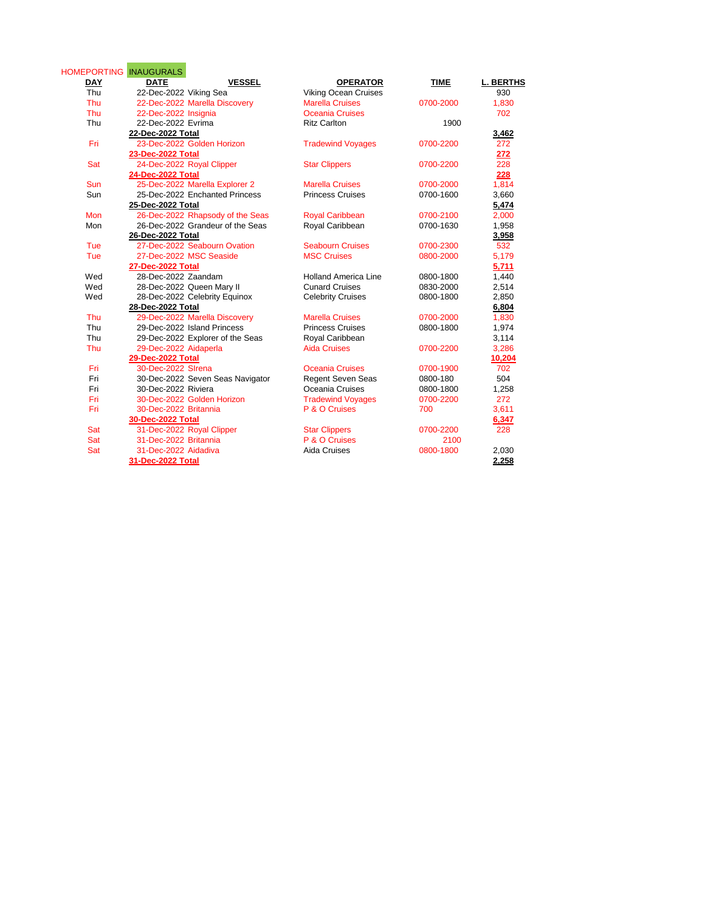HOMEPORTING INAUGURALS

| DAY | DATE | VESSEL | OPERATOR | TIME | L. BERTHS |
|---|---|---|---|---|---|
| Thu | 22-Dec-2022 | Viking Sea | Viking Ocean Cruises | | 930 |
| Thu | 22-Dec-2022 | Marella Discovery | Marella Cruises | 0700-2000 | 1,830 |
| Thu | 22-Dec-2022 | Insignia | Oceania Cruises | | 702 |
| Thu | 22-Dec-2022 | Evrima | Ritz Carlton | 1900 | |
| | **22-Dec-2022 Total** | | | | **3,462** |
| Fri | 23-Dec-2022 | Golden Horizon | Tradewind Voyages | 0700-2200 | 272 |
| | **23-Dec-2022 Total** | | | | **272** |
| Sat | 24-Dec-2022 | Royal Clipper | Star Clippers | 0700-2200 | 228 |
| | **24-Dec-2022 Total** | | | | **228** |
| Sun | 25-Dec-2022 | Marella Explorer 2 | Marella Cruises | 0700-2000 | 1,814 |
| Sun | 25-Dec-2022 | Enchanted Princess | Princess Cruises | 0700-1600 | 3,660 |
| | **25-Dec-2022 Total** | | | | **5,474** |
| Mon | 26-Dec-2022 | Rhapsody of the Seas | Royal Caribbean | 0700-2100 | 2,000 |
| Mon | 26-Dec-2022 | Grandeur of the Seas | Royal Caribbean | 0700-1630 | 1,958 |
| | **26-Dec-2022 Total** | | | | **3,958** |
| Tue | 27-Dec-2022 | Seabourn Ovation | Seabourn Cruises | 0700-2300 | 532 |
| Tue | 27-Dec-2022 | MSC Seaside | MSC Cruises | 0800-2000 | 5,179 |
| | **27-Dec-2022 Total** | | | | **5,711** |
| Wed | 28-Dec-2022 | Zaandam | Holland America Line | 0800-1800 | 1,440 |
| Wed | 28-Dec-2022 | Queen Mary II | Cunard Cruises | 0830-2000 | 2,514 |
| Wed | 28-Dec-2022 | Celebrity Equinox | Celebrity Cruises | 0800-1800 | 2,850 |
| | **28-Dec-2022 Total** | | | | **6,804** |
| Thu | 29-Dec-2022 | Marella Discovery | Marella Cruises | 0700-2000 | 1,830 |
| Thu | 29-Dec-2022 | Island Princess | Princess Cruises | 0800-1800 | 1,974 |
| Thu | 29-Dec-2022 | Explorer of the Seas | Royal Caribbean | | 3,114 |
| Thu | 29-Dec-2022 | Aidaperla | Aida Cruises | 0700-2200 | 3,286 |
| | **29-Dec-2022 Total** | | | | **10,204** |
| Fri | 30-Dec-2022 | SIrena | Oceania Cruises | 0700-1900 | 702 |
| Fri | 30-Dec-2022 | Seven Seas Navigator | Regent Seven Seas | 0800-180 | 504 |
| Fri | 30-Dec-2022 | Riviera | Oceania Cruises | 0800-1800 | 1,258 |
| Fri | 30-Dec-2022 | Golden Horizon | Tradewind Voyages | 0700-2200 | 272 |
| Fri | 30-Dec-2022 | Britannia | P & O Cruises | 700 | 3,611 |
| | **30-Dec-2022 Total** | | | | **6,347** |
| Sat | 31-Dec-2022 | Royal Clipper | Star Clippers | 0700-2200 | 228 |
| Sat | 31-Dec-2022 | Britannia | P & O Cruises | 2100 | |
| Sat | 31-Dec-2022 | Aidadiva | Aida Cruises | 0800-1800 | 2,030 |
| | **31-Dec-2022 Total** | | | | **2,258** |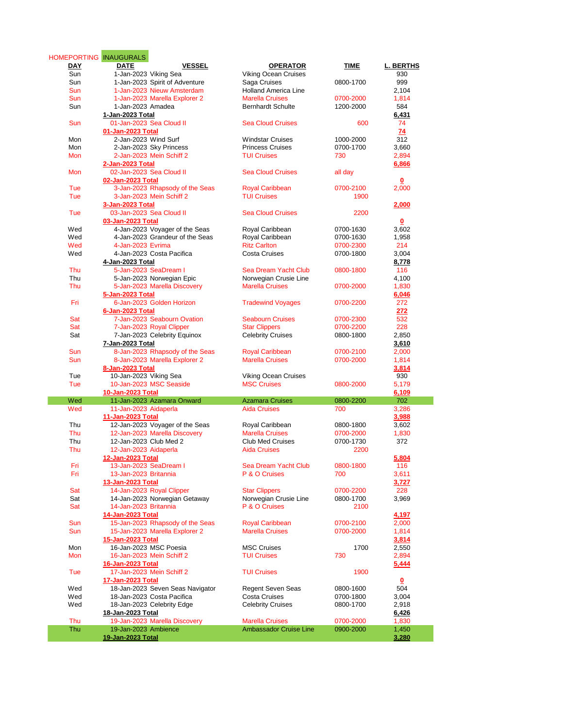HOMEPORTING INAUGURALS

| DAY | DATE | VESSEL | OPERATOR | TIME | L. BERTHS |
|---|---|---|---|---|---|
| Sun | 1-Jan-2023 | Viking Sea | Viking Ocean Cruises | | 930 |
| Sun | 1-Jan-2023 | Spirit of Adventure | Saga Cruises | 0800-1700 | 999 |
| Sun | 1-Jan-2023 | Nieuw Amsterdam | Holland America Line | | 2,104 |
| Sun | 1-Jan-2023 | Marella Explorer 2 | Marella Cruises | 0700-2000 | 1,814 |
| Sun | 1-Jan-2023 | Amadea | Bernhardt Schulte | 1200-2000 | 584 |
| | **1-Jan-2023 Total** | | | | **6,431** |
| Sun | 01-Jan-2023 | Sea Cloud II | Sea Cloud Cruises | 600 | 74 |
| | **01-Jan-2023 Total** | | | | **74** |
| Mon | 2-Jan-2023 | Wind Surf | Windstar Cruises | 1000-2000 | 312 |
| Mon | 2-Jan-2023 | Sky Princess | Princess Cruises | 0700-1700 | 3,660 |
| Mon | 2-Jan-2023 | Mein Schiff 2 | TUI Cruises | 730 | 2,894 |
| | **2-Jan-2023 Total** | | | | **6,866** |
| Mon | 02-Jan-2023 | Sea Cloud II | Sea Cloud Cruises | all day | |
| | **02-Jan-2023 Total** | | | | **0** |
| Tue | 3-Jan-2023 | Rhapsody of the Seas | Royal Caribbean | 0700-2100 | 2,000 |
| Tue | 3-Jan-2023 | Mein Schiff 2 | TUI Cruises | 1900 | |
| | **3-Jan-2023 Total** | | | | **2,000** |
| Tue | 03-Jan-2023 | Sea Cloud II | Sea Cloud Cruises | 2200 | |
| | **03-Jan-2023 Total** | | | | **0** |
| Wed | 4-Jan-2023 | Voyager of the Seas | Royal Caribbean | 0700-1630 | 3,602 |
| Wed | 4-Jan-2023 | Grandeur of the Seas | Royal Caribbean | 0700-1630 | 1,958 |
| Wed | 4-Jan-2023 | Evrima | Ritz Carlton | 0700-2300 | 214 |
| Wed | 4-Jan-2023 | Costa Pacifica | Costa Cruises | 0700-1800 | 3,004 |
| | **4-Jan-2023 Total** | | | | **8,778** |
| Thu | 5-Jan-2023 | SeaDream I | Sea Dream Yacht Club | 0800-1800 | 116 |
| Thu | 5-Jan-2023 | Norwegian Epic | Norwegian Crusie Line | | 4,100 |
| Thu | 5-Jan-2023 | Marella Discovery | Marella Cruises | 0700-2000 | 1,830 |
| | **5-Jan-2023 Total** | | | | **6,046** |
| Fri | 6-Jan-2023 | Golden Horizon | Tradewind Voyages | 0700-2200 | 272 |
| | **6-Jan-2023 Total** | | | | **272** |
| Sat | 7-Jan-2023 | Seabourn Ovation | Seabourn Cruises | 0700-2300 | 532 |
| Sat | 7-Jan-2023 | Royal Clipper | Star Clippers | 0700-2200 | 228 |
| Sat | 7-Jan-2023 | Celebrity Equinox | Celebrity Cruises | 0800-1800 | 2,850 |
| | **7-Jan-2023 Total** | | | | **3,610** |
| Sun | 8-Jan-2023 | Rhapsody of the Seas | Royal Caribbean | 0700-2100 | 2,000 |
| Sun | 8-Jan-2023 | Marella Explorer 2 | Marella Cruises | 0700-2000 | 1,814 |
| | **8-Jan-2023 Total** | | | | **3,814** |
| Tue | 10-Jan-2023 | Viking Sea | Viking Ocean Cruises | | 930 |
| Tue | 10-Jan-2023 | MSC Seaside | MSC Cruises | 0800-2000 | 5,179 |
| | **10-Jan-2023 Total** | | | | **6,109** |
| Wed | 11-Jan-2023 | Azamara Onward | Azamara Cruises | 0800-2200 | 702 |
| Wed | 11-Jan-2023 | Aidaperla | Aida Cruises | 700 | 3,286 |
| | **11-Jan-2023 Total** | | | | **3,988** |
| Thu | 12-Jan-2023 | Voyager of the Seas | Royal Caribbean | 0800-1800 | 3,602 |
| Thu | 12-Jan-2023 | Marella Discovery | Marella Cruises | 0700-2000 | 1,830 |
| Thu | 12-Jan-2023 | Club Med 2 | Club Med Cruises | 0700-1730 | 372 |
| Thu | 12-Jan-2023 | Aidaperla | Aida Cruises | 2200 | |
| | **12-Jan-2023 Total** | | | | **5,804** |
| Fri | 13-Jan-2023 | SeaDream I | Sea Dream Yacht Club | 0800-1800 | 116 |
| Fri | 13-Jan-2023 | Britannia | P & O Cruises | 700 | 3,611 |
| | **13-Jan-2023 Total** | | | | **3,727** |
| Sat | 14-Jan-2023 | Royal Clipper | Star Clippers | 0700-2200 | 228 |
| Sat | 14-Jan-2023 | Norwegian Getaway | Norwegian Crusie Line | 0800-1700 | 3,969 |
| Sat | 14-Jan-2023 | Britannia | P & O Cruises | 2100 | |
| | **14-Jan-2023 Total** | | | | **4,197** |
| Sun | 15-Jan-2023 | Rhapsody of the Seas | Royal Caribbean | 0700-2100 | 2,000 |
| Sun | 15-Jan-2023 | Marella Explorer 2 | Marella Cruises | 0700-2000 | 1,814 |
| | **15-Jan-2023 Total** | | | | **3,814** |
| Mon | 16-Jan-2023 | MSC Poesia | MSC Cruises | 1700 | 2,550 |
| Mon | 16-Jan-2023 | Mein Schiff 2 | TUI Cruises | 730 | 2,894 |
| | **16-Jan-2023 Total** | | | | **5,444** |
| Tue | 17-Jan-2023 | Mein Schiff 2 | TUI Cruises | 1900 | |
| | **17-Jan-2023 Total** | | | | **0** |
| Wed | 18-Jan-2023 | Seven Seas Navigator | Regent Seven Seas | 0800-1600 | 504 |
| Wed | 18-Jan-2023 | Costa Pacifica | Costa Cruises | 0700-1800 | 3,004 |
| Wed | 18-Jan-2023 | Celebrity Edge | Celebrity Cruises | 0800-1700 | 2,918 |
| | **18-Jan-2023 Total** | | | | **6,426** |
| Thu | 19-Jan-2023 | Marella Discovery | Marella Cruises | 0700-2000 | 1,830 |
| Thu | 19-Jan-2023 | Ambience | Ambassador Cruise Line | 0900-2000 | 1,450 |
| | **19-Jan-2023 Total** | | | | **3,280** |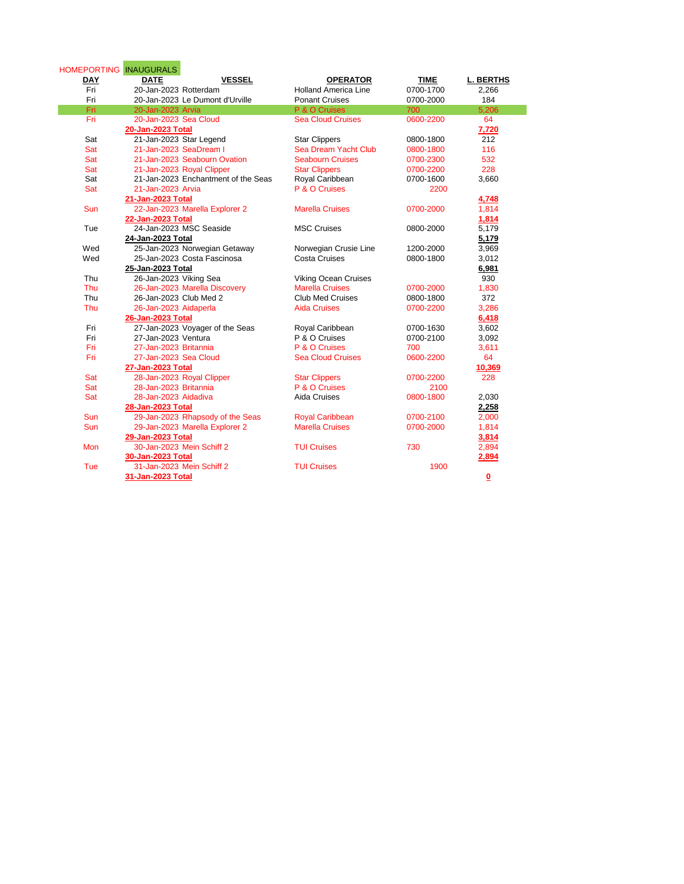HOMEPORTING INAUGURALS

| DAY | DATE | VESSEL | OPERATOR | TIME | L. BERTHS |
|---|---|---|---|---|---|
| Fri | 20-Jan-2023 | Rotterdam | Holland America Line | 0700-1700 | 2,266 |
| Fri | 20-Jan-2023 | Le Dumont d'Urville | Ponant Cruises | 0700-2000 | 184 |
| Fri | 20-Jan-2023 | Arvia | P & O Cruises | 700 | 5,206 |
| Fri | 20-Jan-2023 | Sea Cloud | Sea Cloud Cruises | 0600-2200 | 64 |
| | 20-Jan-2023 Total | | | | 7,720 |
| Sat | 21-Jan-2023 | Star Legend | Star Clippers | 0800-1800 | 212 |
| Sat | 21-Jan-2023 | SeaDream I | Sea Dream Yacht Club | 0800-1800 | 116 |
| Sat | 21-Jan-2023 | Seabourn Ovation | Seabourn Cruises | 0700-2300 | 532 |
| Sat | 21-Jan-2023 | Royal Clipper | Star Clippers | 0700-2200 | 228 |
| Sat | 21-Jan-2023 | Enchantment of the Seas | Royal Caribbean | 0700-1600 | 3,660 |
| Sat | 21-Jan-2023 | Arvia | P & O Cruises | 2200 | |
| | 21-Jan-2023 Total | | | | 4,748 |
| Sun | 22-Jan-2023 | Marella Explorer 2 | Marella Cruises | 0700-2000 | 1,814 |
| | 22-Jan-2023 Total | | | | 1,814 |
| Tue | 24-Jan-2023 | MSC Seaside | MSC Cruises | 0800-2000 | 5,179 |
| | 24-Jan-2023 Total | | | | 5,179 |
| Wed | 25-Jan-2023 | Norwegian Getaway | Norwegian Crusie Line | 1200-2000 | 3,969 |
| Wed | 25-Jan-2023 | Costa Fascinosa | Costa Cruises | 0800-1800 | 3,012 |
| | 25-Jan-2023 Total | | | | 6,981 |
| Thu | 26-Jan-2023 | Viking Sea | Viking Ocean Cruises | | 930 |
| Thu | 26-Jan-2023 | Marella Discovery | Marella Cruises | 0700-2000 | 1,830 |
| Thu | 26-Jan-2023 | Club Med 2 | Club Med Cruises | 0800-1800 | 372 |
| Thu | 26-Jan-2023 | Aidaperla | Aida Cruises | 0700-2200 | 3,286 |
| | 26-Jan-2023 Total | | | | 6,418 |
| Fri | 27-Jan-2023 | Voyager of the Seas | Royal Caribbean | 0700-1630 | 3,602 |
| Fri | 27-Jan-2023 | Ventura | P & O Cruises | 0700-2100 | 3,092 |
| Fri | 27-Jan-2023 | Britannia | P & O Cruises | 700 | 3,611 |
| Fri | 27-Jan-2023 | Sea Cloud | Sea Cloud Cruises | 0600-2200 | 64 |
| | 27-Jan-2023 Total | | | | 10,369 |
| Sat | 28-Jan-2023 | Royal Clipper | Star Clippers | 0700-2200 | 228 |
| Sat | 28-Jan-2023 | Britannia | P & O Cruises | 2100 | |
| Sat | 28-Jan-2023 | Aidadiva | Aida Cruises | 0800-1800 | 2,030 |
| | 28-Jan-2023 Total | | | | 2,258 |
| Sun | 29-Jan-2023 | Rhapsody of the Seas | Royal Caribbean | 0700-2100 | 2,000 |
| Sun | 29-Jan-2023 | Marella Explorer 2 | Marella Cruises | 0700-2000 | 1,814 |
| | 29-Jan-2023 Total | | | | 3,814 |
| Mon | 30-Jan-2023 | Mein Schiff 2 | TUI Cruises | 730 | 2,894 |
| | 30-Jan-2023 Total | | | | 2,894 |
| Tue | 31-Jan-2023 | Mein Schiff 2 | TUI Cruises | 1900 | |
| | 31-Jan-2023 Total | | | | 0 |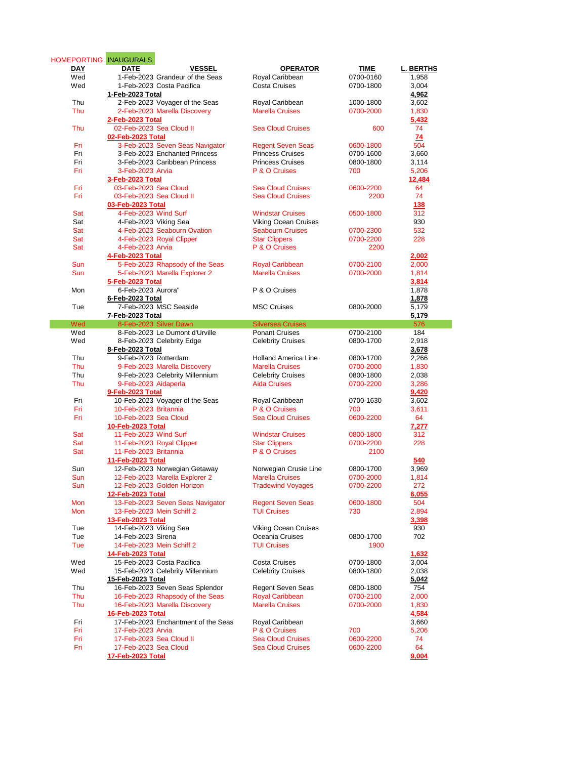HOMEPORTING INAUGURALS

| DAY | DATE | VESSEL | OPERATOR | TIME | L. BERTHS |
|---|---|---|---|---|---|
| Wed | 1-Feb-2023 | Grandeur of the Seas | Royal Caribbean | 0700-0160 | 1,958 |
| Wed | 1-Feb-2023 | Costa Pacifica | Costa Cruises | 0700-1800 | 3,004 |
| | 1-Feb-2023 Total | | | | 4,962 |
| Thu | 2-Feb-2023 | Voyager of the Seas | Royal Caribbean | 1000-1800 | 3,602 |
| Thu | 2-Feb-2023 | Marella Discovery | Marella Cruises | 0700-2000 | 1,830 |
| | 2-Feb-2023 Total | | | | 5,432 |
| Thu | 02-Feb-2023 | Sea Cloud II | Sea Cloud Cruises | 600 | 74 |
| | 02-Feb-2023 Total | | | | 74 |
| Fri | 3-Feb-2023 | Seven Seas Navigator | Regent Seven Seas | 0600-1800 | 504 |
| Fri | 3-Feb-2023 | Enchanted Princess | Princess Cruises | 0700-1600 | 3,660 |
| Fri | 3-Feb-2023 | Caribbean Princess | Princess Cruises | 0800-1800 | 3,114 |
| Fri | 3-Feb-2023 | Arvia | P & O Cruises | 700 | 5,206 |
| | 3-Feb-2023 Total | | | | 12,484 |
| Fri | 03-Feb-2023 | Sea Cloud | Sea Cloud Cruises | 0600-2200 | 64 |
| Fri | 03-Feb-2023 | Sea Cloud II | Sea Cloud Cruises | 2200 | 74 |
| | 03-Feb-2023 Total | | | | 138 |
| Sat | 4-Feb-2023 | Wind Surf | Windstar Cruises | 0500-1800 | 312 |
| Sat | 4-Feb-2023 | Viking Sea | Viking Ocean Cruises | | 930 |
| Sat | 4-Feb-2023 | Seabourn Ovation | Seabourn Cruises | 0700-2300 | 532 |
| Sat | 4-Feb-2023 | Royal Clipper | Star Clippers | 0700-2200 | 228 |
| Sat | 4-Feb-2023 | Arvia | P & O Cruises | 2200 | |
| | 4-Feb-2023 Total | | | | 2,002 |
| Sun | 5-Feb-2023 | Rhapsody of the Seas | Royal Caribbean | 0700-2100 | 2,000 |
| Sun | 5-Feb-2023 | Marella Explorer 2 | Marella Cruises | 0700-2000 | 1,814 |
| | 5-Feb-2023 Total | | | | 3,814 |
| Mon | 6-Feb-2023 | Aurora" | P & O Cruises | | 1,878 |
| | 6-Feb-2023 Total | | | | 1,878 |
| Tue | 7-Feb-2023 | MSC Seaside | MSC Cruises | 0800-2000 | 5,179 |
| | 7-Feb-2023 Total | | | | 5,179 |
| Wed | 8-Feb-2023 | Silver Dawn | Silversea Cruises | | 576 |
| Wed | 8-Feb-2023 | Le Dumont d'Urville | Ponant Cruises | 0700-2100 | 184 |
| Wed | 8-Feb-2023 | Celebrity Edge | Celebrity Cruises | 0800-1700 | 2,918 |
| | 8-Feb-2023 Total | | | | 3,678 |
| Thu | 9-Feb-2023 | Rotterdam | Holland America Line | 0800-1700 | 2,266 |
| Thu | 9-Feb-2023 | Marella Discovery | Marella Cruises | 0700-2000 | 1,830 |
| Thu | 9-Feb-2023 | Celebrity Millennium | Celebrity Cruises | 0800-1800 | 2,038 |
| Thu | 9-Feb-2023 | Aidaperla | Aida Cruises | 0700-2200 | 3,286 |
| | 9-Feb-2023 Total | | | | 9,420 |
| Fri | 10-Feb-2023 | Voyager of the Seas | Royal Caribbean | 0700-1630 | 3,602 |
| Fri | 10-Feb-2023 | Britannia | P & O Cruises | 700 | 3,611 |
| Fri | 10-Feb-2023 | Sea Cloud | Sea Cloud Cruises | 0600-2200 | 64 |
| | 10-Feb-2023 Total | | | | 7,277 |
| Sat | 11-Feb-2023 | Wind Surf | Windstar Cruises | 0800-1800 | 312 |
| Sat | 11-Feb-2023 | Royal Clipper | Star Clippers | 0700-2200 | 228 |
| Sat | 11-Feb-2023 | Britannia | P & O Cruises | 2100 | |
| | 11-Feb-2023 Total | | | | 540 |
| Sun | 12-Feb-2023 | Norwegian Getaway | Norwegian Crusie Line | 0800-1700 | 3,969 |
| Sun | 12-Feb-2023 | Marella Explorer 2 | Marella Cruises | 0700-2000 | 1,814 |
| Sun | 12-Feb-2023 | Golden Horizon | Tradewind Voyages | 0700-2200 | 272 |
| | 12-Feb-2023 Total | | | | 6,055 |
| Mon | 13-Feb-2023 | Seven Seas Navigator | Regent Seven Seas | 0600-1800 | 504 |
| Mon | 13-Feb-2023 | Mein Schiff 2 | TUI Cruises | 730 | 2,894 |
| | 13-Feb-2023 Total | | | | 3,398 |
| Tue | 14-Feb-2023 | Viking Sea | Viking Ocean Cruises | | 930 |
| Tue | 14-Feb-2023 | Sirena | Oceania Cruises | 0800-1700 | 702 |
| Tue | 14-Feb-2023 | Mein Schiff 2 | TUI Cruises | 1900 | |
| | 14-Feb-2023 Total | | | | 1,632 |
| Wed | 15-Feb-2023 | Costa Pacifica | Costa Cruises | 0700-1800 | 3,004 |
| Wed | 15-Feb-2023 | Celebrity Millennium | Celebrity Cruises | 0800-1800 | 2,038 |
| | 15-Feb-2023 Total | | | | 5,042 |
| Thu | 16-Feb-2023 | Seven Seas Splendor | Regent Seven Seas | 0800-1800 | 754 |
| Thu | 16-Feb-2023 | Rhapsody of the Seas | Royal Caribbean | 0700-2100 | 2,000 |
| Thu | 16-Feb-2023 | Marella Discovery | Marella Cruises | 0700-2000 | 1,830 |
| | 16-Feb-2023 Total | | | | 4,584 |
| Fri | 17-Feb-2023 | Enchantment of the Seas | Royal Caribbean | | 3,660 |
| Fri | 17-Feb-2023 | Arvia | P & O Cruises | 700 | 5,206 |
| Fri | 17-Feb-2023 | Sea Cloud II | Sea Cloud Cruises | 0600-2200 | 74 |
| Fri | 17-Feb-2023 | Sea Cloud | Sea Cloud Cruises | 0600-2200 | 64 |
| | 17-Feb-2023 Total | | | | 9,004 |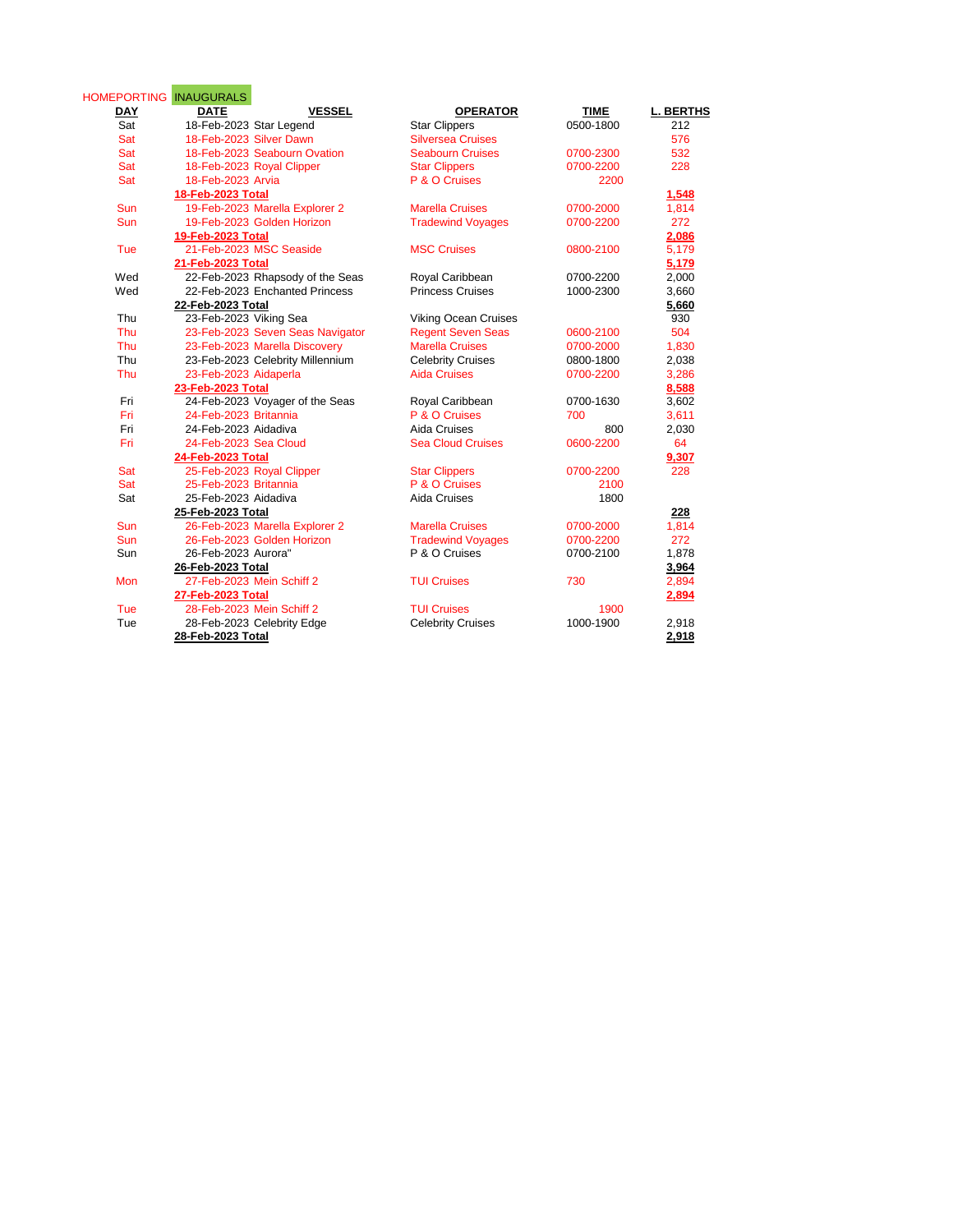HOMEPORTING INAUGURALS

| DAY | DATE | VESSEL | OPERATOR | TIME | L. BERTHS |
|---|---|---|---|---|---|
| Sat | 18-Feb-2023 | Star Legend | Star Clippers | 0500-1800 | 212 |
| Sat | 18-Feb-2023 | Silver Dawn | Silversea Cruises | | 576 |
| Sat | 18-Feb-2023 | Seabourn Ovation | Seabourn Cruises | 0700-2300 | 532 |
| Sat | 18-Feb-2023 | Royal Clipper | Star Clippers | 0700-2200 | 228 |
| Sat | 18-Feb-2023 | Arvia | P & O Cruises | 2200 | |
| | **18-Feb-2023 Total** | | | | **1,548** |
| Sun | 19-Feb-2023 | Marella Explorer 2 | Marella Cruises | 0700-2000 | 1,814 |
| Sun | 19-Feb-2023 | Golden Horizon | Tradewind Voyages | 0700-2200 | 272 |
| | **19-Feb-2023 Total** | | | | **2,086** |
| Tue | 21-Feb-2023 | MSC Seaside | MSC Cruises | 0800-2100 | 5,179 |
| | **21-Feb-2023 Total** | | | | **5,179** |
| Wed | 22-Feb-2023 | Rhapsody of the Seas | Royal Caribbean | 0700-2200 | 2,000 |
| Wed | 22-Feb-2023 | Enchanted Princess | Princess Cruises | 1000-2300 | 3,660 |
| | **22-Feb-2023 Total** | | | | **5,660** |
| Thu | 23-Feb-2023 | Viking Sea | Viking Ocean Cruises | | 930 |
| Thu | 23-Feb-2023 | Seven Seas Navigator | Regent Seven Seas | 0600-2100 | 504 |
| Thu | 23-Feb-2023 | Marella Discovery | Marella Cruises | 0700-2000 | 1,830 |
| Thu | 23-Feb-2023 | Celebrity Millennium | Celebrity Cruises | 0800-1800 | 2,038 |
| Thu | 23-Feb-2023 | Aidaperla | Aida Cruises | 0700-2200 | 3,286 |
| | **23-Feb-2023 Total** | | | | **8,588** |
| Fri | 24-Feb-2023 | Voyager of the Seas | Royal Caribbean | 0700-1630 | 3,602 |
| Fri | 24-Feb-2023 | Britannia | P & O Cruises | 700 | 3,611 |
| Fri | 24-Feb-2023 | Aidadiva | Aida Cruises | 800 | 2,030 |
| Fri | 24-Feb-2023 | Sea Cloud | Sea Cloud Cruises | 0600-2200 | 64 |
| | **24-Feb-2023 Total** | | | | **9,307** |
| Sat | 25-Feb-2023 | Royal Clipper | Star Clippers | 0700-2200 | 228 |
| Sat | 25-Feb-2023 | Britannia | P & O Cruises | 2100 | |
| Sat | 25-Feb-2023 | Aidadiva | Aida Cruises | 1800 | |
| | **25-Feb-2023 Total** | | | | **228** |
| Sun | 26-Feb-2023 | Marella Explorer 2 | Marella Cruises | 0700-2000 | 1,814 |
| Sun | 26-Feb-2023 | Golden Horizon | Tradewind Voyages | 0700-2200 | 272 |
| Sun | 26-Feb-2023 | Aurora" | P & O Cruises | 0700-2100 | 1,878 |
| | **26-Feb-2023 Total** | | | | **3,964** |
| Mon | 27-Feb-2023 | Mein Schiff 2 | TUI Cruises | 730 | 2,894 |
| | **27-Feb-2023 Total** | | | | **2,894** |
| Tue | 28-Feb-2023 | Mein Schiff 2 | TUI Cruises | 1900 | |
| Tue | 28-Feb-2023 | Celebrity Edge | Celebrity Cruises | 1000-1900 | 2,918 |
| | **28-Feb-2023 Total** | | | | **2,918** |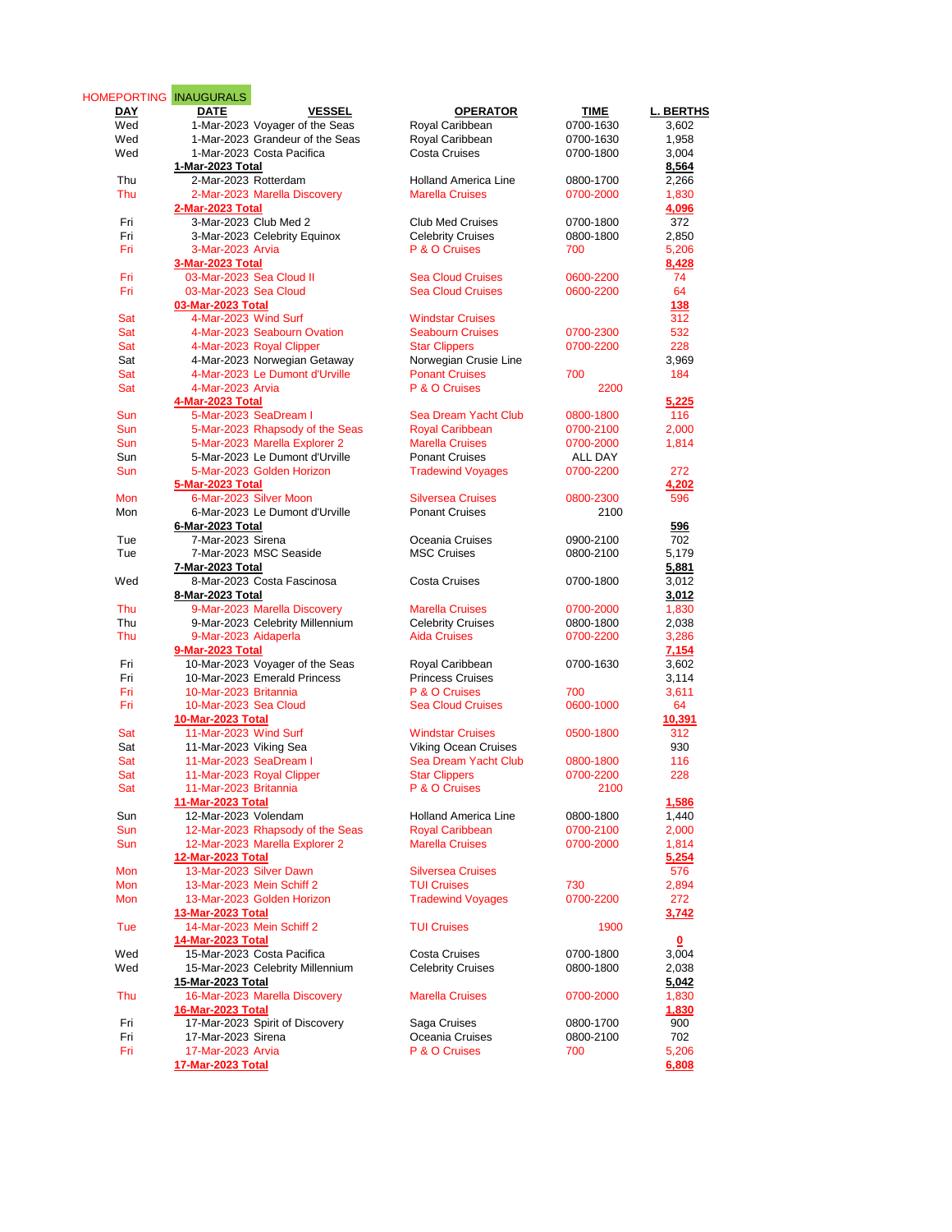HOMEPORTING INAUGURALS

| DAY | DATE | VESSEL | OPERATOR | TIME | L. BERTHS |
|---|---|---|---|---|---|
| Wed | 1-Mar-2023 | Voyager of the Seas | Royal Caribbean | 0700-1630 | 3,602 |
| Wed | 1-Mar-2023 | Grandeur of the Seas | Royal Caribbean | 0700-1630 | 1,958 |
| Wed | 1-Mar-2023 | Costa Pacifica | Costa Cruises | 0700-1800 | 3,004 |
| | **1-Mar-2023 Total** | | | | **8,564** |
| Thu | 2-Mar-2023 | Rotterdam | Holland America Line | 0800-1700 | 2,266 |
| Thu | 2-Mar-2023 | Marella Discovery | Marella Cruises | 0700-2000 | 1,830 |
| | **2-Mar-2023 Total** | | | | **4,096** |
| Fri | 3-Mar-2023 | Club Med 2 | Club Med Cruises | 0700-1800 | 372 |
| Fri | 3-Mar-2023 | Celebrity Equinox | Celebrity Cruises | 0800-1800 | 2,850 |
| Fri | 3-Mar-2023 | Arvia | P & O Cruises | 700 | 5,206 |
| | **3-Mar-2023 Total** | | | | **8,428** |
| Fri | 03-Mar-2023 | Sea Cloud II | Sea Cloud Cruises | 0600-2200 | 74 |
| Fri | 03-Mar-2023 | Sea Cloud | Sea Cloud Cruises | 0600-2200 | 64 |
| | **03-Mar-2023 Total** | | | | **138** |
| Sat | 4-Mar-2023 | Wind Surf | Windstar Cruises | | 312 |
| Sat | 4-Mar-2023 | Seabourn Ovation | Seabourn Cruises | 0700-2300 | 532 |
| Sat | 4-Mar-2023 | Royal Clipper | Star Clippers | 0700-2200 | 228 |
| Sat | 4-Mar-2023 | Norwegian Getaway | Norwegian Crusie Line | | 3,969 |
| Sat | 4-Mar-2023 | Le Dumont d'Urville | Ponant Cruises | 700 | 184 |
| Sat | 4-Mar-2023 | Arvia | P & O Cruises | 2200 | |
| | **4-Mar-2023 Total** | | | | **5,225** |
| Sun | 5-Mar-2023 | SeaDream I | Sea Dream Yacht Club | 0800-1800 | 116 |
| Sun | 5-Mar-2023 | Rhapsody of the Seas | Royal Caribbean | 0700-2100 | 2,000 |
| Sun | 5-Mar-2023 | Marella Explorer 2 | Marella Cruises | 0700-2000 | 1,814 |
| Sun | 5-Mar-2023 | Le Dumont d'Urville | Ponant Cruises | ALL DAY | |
| Sun | 5-Mar-2023 | Golden Horizon | Tradewind Voyages | 0700-2200 | 272 |
| | **5-Mar-2023 Total** | | | | **4,202** |
| Mon | 6-Mar-2023 | Silver Moon | Silversea Cruises | 0800-2300 | 596 |
| Mon | 6-Mar-2023 | Le Dumont d'Urville | Ponant Cruises | 2100 | |
| | **6-Mar-2023 Total** | | | | **596** |
| Tue | 7-Mar-2023 | Sirena | Oceania Cruises | 0900-2100 | 702 |
| Tue | 7-Mar-2023 | MSC Seaside | MSC Cruises | 0800-2100 | 5,179 |
| | **7-Mar-2023 Total** | | | | **5,881** |
| Wed | 8-Mar-2023 | Costa Fascinosa | Costa Cruises | 0700-1800 | 3,012 |
| | **8-Mar-2023 Total** | | | | **3,012** |
| Thu | 9-Mar-2023 | Marella Discovery | Marella Cruises | 0700-2000 | 1,830 |
| Thu | 9-Mar-2023 | Celebrity Millennium | Celebrity Cruises | 0800-1800 | 2,038 |
| Thu | 9-Mar-2023 | Aidaperla | Aida Cruises | 0700-2200 | 3,286 |
| | **9-Mar-2023 Total** | | | | **7,154** |
| Fri | 10-Mar-2023 | Voyager of the Seas | Royal Caribbean | 0700-1630 | 3,602 |
| Fri | 10-Mar-2023 | Emerald Princess | Princess Cruises | | 3,114 |
| Fri | 10-Mar-2023 | Britannia | P & O Cruises | 700 | 3,611 |
| Fri | 10-Mar-2023 | Sea Cloud | Sea Cloud Cruises | 0600-1000 | 64 |
| | **10-Mar-2023 Total** | | | | **10,391** |
| Sat | 11-Mar-2023 | Wind Surf | Windstar Cruises | 0500-1800 | 312 |
| Sat | 11-Mar-2023 | Viking Sea | Viking Ocean Cruises | | 930 |
| Sat | 11-Mar-2023 | SeaDream I | Sea Dream Yacht Club | 0800-1800 | 116 |
| Sat | 11-Mar-2023 | Royal Clipper | Star Clippers | 0700-2200 | 228 |
| Sat | 11-Mar-2023 | Britannia | P & O Cruises | 2100 | |
| | **11-Mar-2023 Total** | | | | **1,586** |
| Sun | 12-Mar-2023 | Volendam | Holland America Line | 0800-1800 | 1,440 |
| Sun | 12-Mar-2023 | Rhapsody of the Seas | Royal Caribbean | 0700-2100 | 2,000 |
| Sun | 12-Mar-2023 | Marella Explorer 2 | Marella Cruises | 0700-2000 | 1,814 |
| | **12-Mar-2023 Total** | | | | **5,254** |
| Mon | 13-Mar-2023 | Silver Dawn | Silversea Cruises | | 576 |
| Mon | 13-Mar-2023 | Mein Schiff 2 | TUI Cruises | 730 | 2,894 |
| Mon | 13-Mar-2023 | Golden Horizon | Tradewind Voyages | 0700-2200 | 272 |
| | **13-Mar-2023 Total** | | | | **3,742** |
| Tue | 14-Mar-2023 | Mein Schiff 2 | TUI Cruises | 1900 | |
| | **14-Mar-2023 Total** | | | | **0** |
| Wed | 15-Mar-2023 | Costa Pacifica | Costa Cruises | 0700-1800 | 3,004 |
| Wed | 15-Mar-2023 | Celebrity Millennium | Celebrity Cruises | 0800-1800 | 2,038 |
| | **15-Mar-2023 Total** | | | | **5,042** |
| Thu | 16-Mar-2023 | Marella Discovery | Marella Cruises | 0700-2000 | 1,830 |
| | **16-Mar-2023 Total** | | | | **1,830** |
| Fri | 17-Mar-2023 | Spirit of Discovery | Saga Cruises | 0800-1700 | 900 |
| Fri | 17-Mar-2023 | Sirena | Oceania Cruises | 0800-2100 | 702 |
| Fri | 17-Mar-2023 | Arvia | P & O Cruises | 700 | 5,206 |
| | **17-Mar-2023 Total** | | | | **6,808** |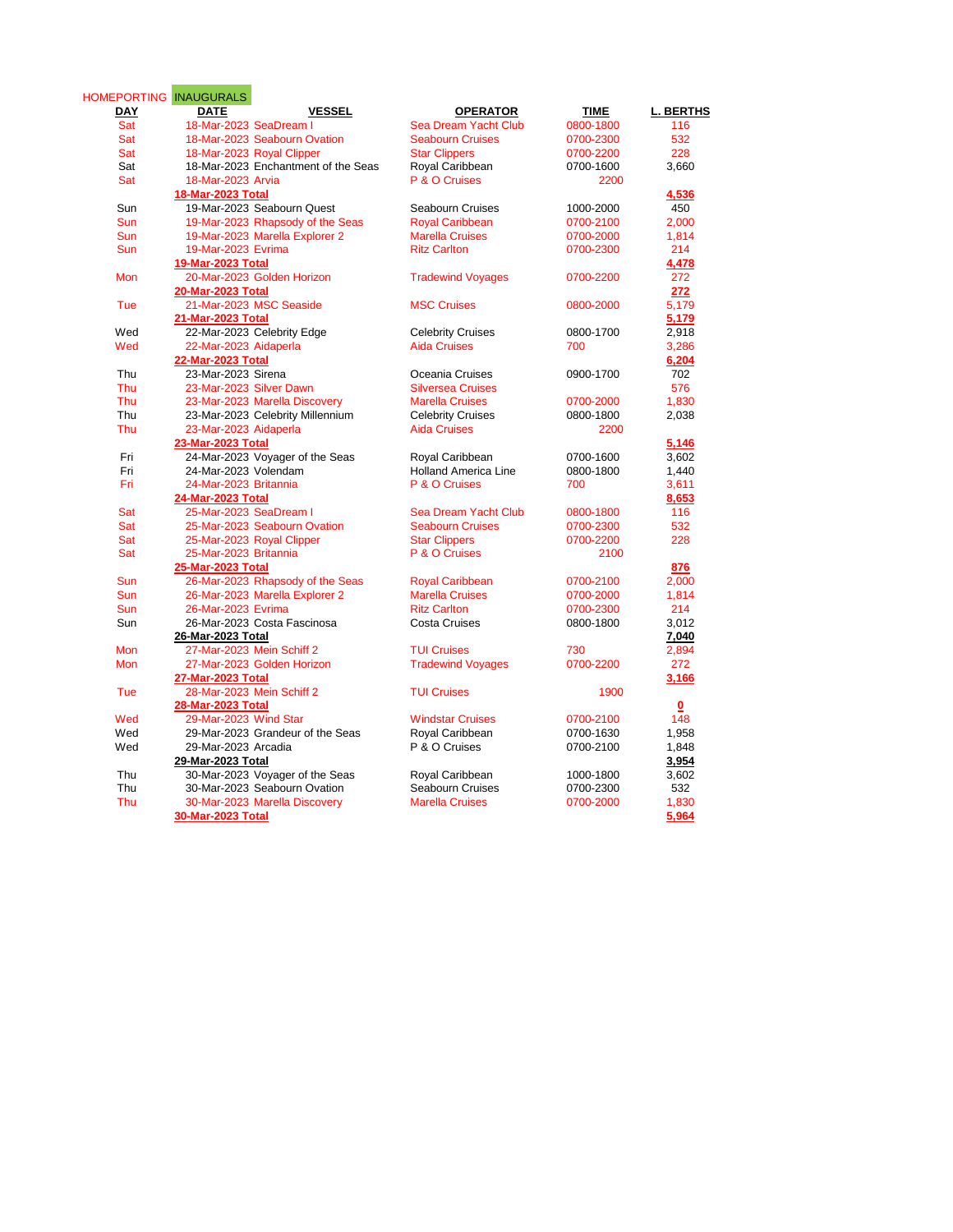HOMEPORTING INAUGURALS

| DAY | DATE | VESSEL | OPERATOR | TIME | L. BERTHS |
|---|---|---|---|---|---|
| Sat | 18-Mar-2023 | SeaDream I | Sea Dream Yacht Club | 0800-1800 | 116 |
| Sat | 18-Mar-2023 | Seabourn Ovation | Seabourn Cruises | 0700-2300 | 532 |
| Sat | 18-Mar-2023 | Royal Clipper | Star Clippers | 0700-2200 | 228 |
| Sat | 18-Mar-2023 | Enchantment of the Seas | Royal Caribbean | 0700-1600 | 3,660 |
| Sat | 18-Mar-2023 | Arvia | P & O Cruises | 2200 | |
| | **18-Mar-2023 Total** | | | | **4,536** |
| Sun | 19-Mar-2023 | Seabourn Quest | Seabourn Cruises | 1000-2000 | 450 |
| Sun | 19-Mar-2023 | Rhapsody of the Seas | Royal Caribbean | 0700-2100 | 2,000 |
| Sun | 19-Mar-2023 | Marella Explorer 2 | Marella Cruises | 0700-2000 | 1,814 |
| Sun | 19-Mar-2023 | Evrima | Ritz Carlton | 0700-2300 | 214 |
| | **19-Mar-2023 Total** | | | | **4,478** |
| Mon | 20-Mar-2023 | Golden Horizon | Tradewind Voyages | 0700-2200 | 272 |
| | **20-Mar-2023 Total** | | | | **272** |
| Tue | 21-Mar-2023 | MSC Seaside | MSC Cruises | 0800-2000 | 5,179 |
| | **21-Mar-2023 Total** | | | | **5,179** |
| Wed | 22-Mar-2023 | Celebrity Edge | Celebrity Cruises | 0800-1700 | 2,918 |
| Wed | 22-Mar-2023 | Aidaperla | Aida Cruises | 700 | 3,286 |
| | **22-Mar-2023 Total** | | | | **6,204** |
| Thu | 23-Mar-2023 | Sirena | Oceania Cruises | 0900-1700 | 702 |
| Thu | 23-Mar-2023 | Silver Dawn | Silversea Cruises | | 576 |
| Thu | 23-Mar-2023 | Marella Discovery | Marella Cruises | 0700-2000 | 1,830 |
| Thu | 23-Mar-2023 | Celebrity Millennium | Celebrity Cruises | 0800-1800 | 2,038 |
| Thu | 23-Mar-2023 | Aidaperla | Aida Cruises | 2200 | |
| | **23-Mar-2023 Total** | | | | **5,146** |
| Fri | 24-Mar-2023 | Voyager of the Seas | Royal Caribbean | 0700-1600 | 3,602 |
| Fri | 24-Mar-2023 | Volendam | Holland America Line | 0800-1800 | 1,440 |
| Fri | 24-Mar-2023 | Britannia | P & O Cruises | 700 | 3,611 |
| | **24-Mar-2023 Total** | | | | **8,653** |
| Sat | 25-Mar-2023 | SeaDream I | Sea Dream Yacht Club | 0800-1800 | 116 |
| Sat | 25-Mar-2023 | Seabourn Ovation | Seabourn Cruises | 0700-2300 | 532 |
| Sat | 25-Mar-2023 | Royal Clipper | Star Clippers | 0700-2200 | 228 |
| Sat | 25-Mar-2023 | Britannia | P & O Cruises | 2100 | |
| | **25-Mar-2023 Total** | | | | **876** |
| Sun | 26-Mar-2023 | Rhapsody of the Seas | Royal Caribbean | 0700-2100 | 2,000 |
| Sun | 26-Mar-2023 | Marella Explorer 2 | Marella Cruises | 0700-2000 | 1,814 |
| Sun | 26-Mar-2023 | Evrima | Ritz Carlton | 0700-2300 | 214 |
| Sun | 26-Mar-2023 | Costa Fascinosa | Costa Cruises | 0800-1800 | 3,012 |
| | **26-Mar-2023 Total** | | | | **7,040** |
| Mon | 27-Mar-2023 | Mein Schiff 2 | TUI Cruises | 730 | 2,894 |
| Mon | 27-Mar-2023 | Golden Horizon | Tradewind Voyages | 0700-2200 | 272 |
| | **27-Mar-2023 Total** | | | | **3,166** |
| Tue | 28-Mar-2023 | Mein Schiff 2 | TUI Cruises | 1900 | |
| | **28-Mar-2023 Total** | | | | **0** |
| Wed | 29-Mar-2023 | Wind Star | Windstar Cruises | 0700-2100 | 148 |
| Wed | 29-Mar-2023 | Grandeur of the Seas | Royal Caribbean | 0700-1630 | 1,958 |
| Wed | 29-Mar-2023 | Arcadia | P & O Cruises | 0700-2100 | 1,848 |
| | **29-Mar-2023 Total** | | | | **3,954** |
| Thu | 30-Mar-2023 | Voyager of the Seas | Royal Caribbean | 1000-1800 | 3,602 |
| Thu | 30-Mar-2023 | Seabourn Ovation | Seabourn Cruises | 0700-2300 | 532 |
| Thu | 30-Mar-2023 | Marella Discovery | Marella Cruises | 0700-2000 | 1,830 |
| | **30-Mar-2023 Total** | | | | **5,964** |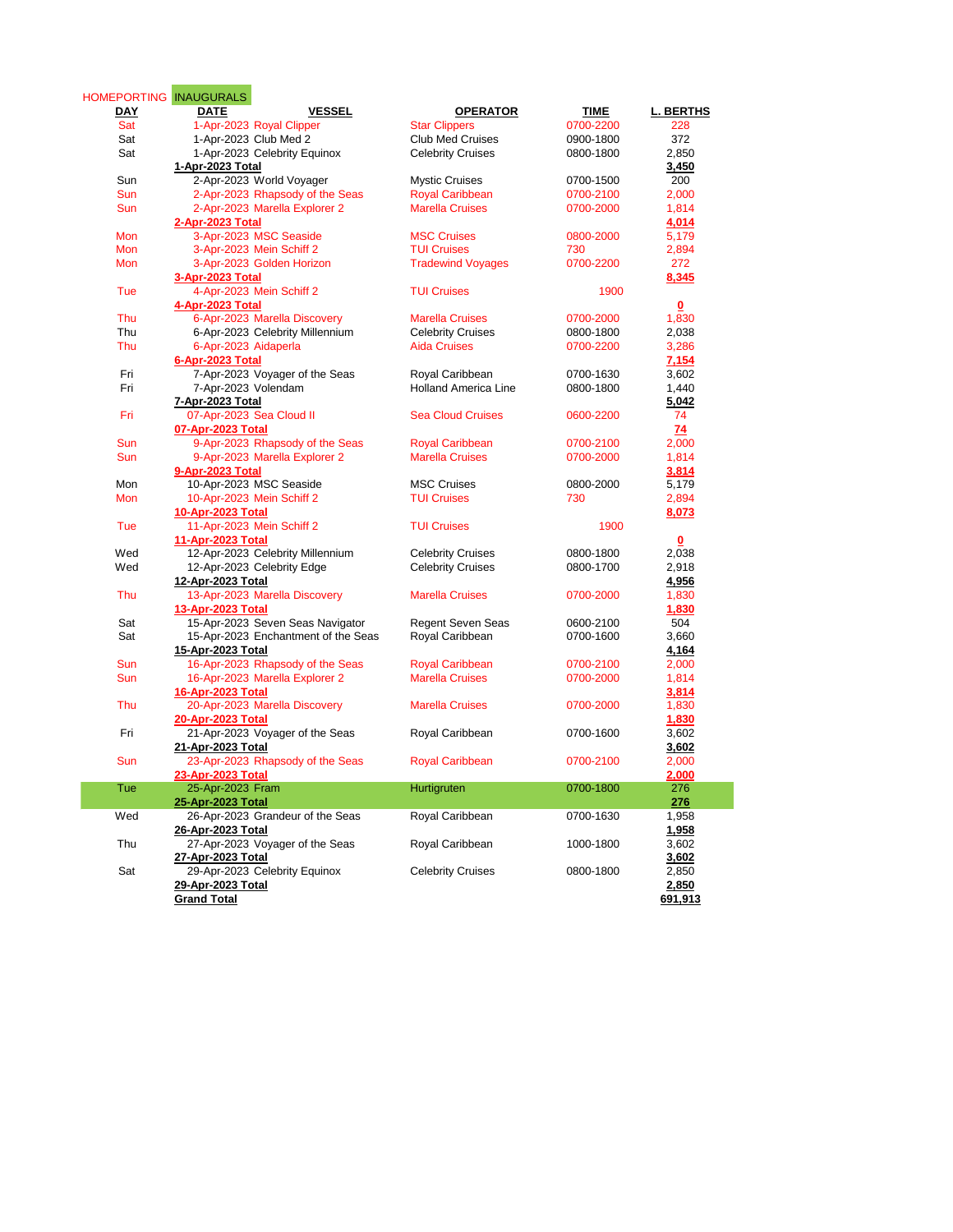HOMEPORTING INAUGURALS

| DAY | DATE | VESSEL | OPERATOR | TIME | L. BERTHS |
|---|---|---|---|---|---|
| Sat | 1-Apr-2023 | Royal Clipper | Star Clippers | 0700-2200 | 228 |
| Sat | 1-Apr-2023 | Club Med 2 | Club Med Cruises | 0900-1800 | 372 |
| Sat | 1-Apr-2023 | Celebrity Equinox | Celebrity Cruises | 0800-1800 | 2,850 |
| | **1-Apr-2023 Total** | | | | **3,450** |
| Sun | 2-Apr-2023 | World Voyager | Mystic Cruises | 0700-1500 | 200 |
| Sun | 2-Apr-2023 | Rhapsody of the Seas | Royal Caribbean | 0700-2100 | 2,000 |
| Sun | 2-Apr-2023 | Marella Explorer 2 | Marella Cruises | 0700-2000 | 1,814 |
| | **2-Apr-2023 Total** | | | | **4,014** |
| Mon | 3-Apr-2023 | MSC Seaside | MSC Cruises | 0800-2000 | 5,179 |
| Mon | 3-Apr-2023 | Mein Schiff 2 | TUI Cruises | 730 | 2,894 |
| Mon | 3-Apr-2023 | Golden Horizon | Tradewind Voyages | 0700-2200 | 272 |
| | **3-Apr-2023 Total** | | | | **8,345** |
| Tue | 4-Apr-2023 | Mein Schiff 2 | TUI Cruises | 1900 | |
| | **4-Apr-2023 Total** | | | | **0** |
| Thu | 6-Apr-2023 | Marella Discovery | Marella Cruises | 0700-2000 | 1,830 |
| Thu | 6-Apr-2023 | Celebrity Millennium | Celebrity Cruises | 0800-1800 | 2,038 |
| Thu | 6-Apr-2023 | Aidaperla | Aida Cruises | 0700-2200 | 3,286 |
| | **6-Apr-2023 Total** | | | | **7,154** |
| Fri | 7-Apr-2023 | Voyager of the Seas | Royal Caribbean | 0700-1630 | 3,602 |
| Fri | 7-Apr-2023 | Volendam | Holland America Line | 0800-1800 | 1,440 |
| | **7-Apr-2023 Total** | | | | **5,042** |
| Fri | 07-Apr-2023 | Sea Cloud II | Sea Cloud Cruises | 0600-2200 | 74 |
| | **07-Apr-2023 Total** | | | | **74** |
| Sun | 9-Apr-2023 | Rhapsody of the Seas | Royal Caribbean | 0700-2100 | 2,000 |
| Sun | 9-Apr-2023 | Marella Explorer 2 | Marella Cruises | 0700-2000 | 1,814 |
| | **9-Apr-2023 Total** | | | | **3,814** |
| Mon | 10-Apr-2023 | MSC Seaside | MSC Cruises | 0800-2000 | 5,179 |
| Mon | 10-Apr-2023 | Mein Schiff 2 | TUI Cruises | 730 | 2,894 |
| | **10-Apr-2023 Total** | | | | **8,073** |
| Tue | 11-Apr-2023 | Mein Schiff 2 | TUI Cruises | 1900 | |
| | **11-Apr-2023 Total** | | | | **0** |
| Wed | 12-Apr-2023 | Celebrity Millennium | Celebrity Cruises | 0800-1800 | 2,038 |
| Wed | 12-Apr-2023 | Celebrity Edge | Celebrity Cruises | 0800-1700 | 2,918 |
| | **12-Apr-2023 Total** | | | | **4,956** |
| Thu | 13-Apr-2023 | Marella Discovery | Marella Cruises | 0700-2000 | 1,830 |
| | **13-Apr-2023 Total** | | | | **1,830** |
| Sat | 15-Apr-2023 | Seven Seas Navigator | Regent Seven Seas | 0600-2100 | 504 |
| Sat | 15-Apr-2023 | Enchantment of the Seas | Royal Caribbean | 0700-1600 | 3,660 |
| | **15-Apr-2023 Total** | | | | **4,164** |
| Sun | 16-Apr-2023 | Rhapsody of the Seas | Royal Caribbean | 0700-2100 | 2,000 |
| Sun | 16-Apr-2023 | Marella Explorer 2 | Marella Cruises | 0700-2000 | 1,814 |
| | **16-Apr-2023 Total** | | | | **3,814** |
| Thu | 20-Apr-2023 | Marella Discovery | Marella Cruises | 0700-2000 | 1,830 |
| | **20-Apr-2023 Total** | | | | **1,830** |
| Fri | 21-Apr-2023 | Voyager of the Seas | Royal Caribbean | 0700-1600 | 3,602 |
| | **21-Apr-2023 Total** | | | | **3,602** |
| Sun | 23-Apr-2023 | Rhapsody of the Seas | Royal Caribbean | 0700-2100 | 2,000 |
| | **23-Apr-2023 Total** | | | | **2,000** |
| Tue | 25-Apr-2023 | Fram | Hurtigruten | 0700-1800 | 276 |
| | **25-Apr-2023 Total** | | | | **276** |
| Wed | 26-Apr-2023 | Grandeur of the Seas | Royal Caribbean | 0700-1630 | 1,958 |
| | **26-Apr-2023 Total** | | | | **1,958** |
| Thu | 27-Apr-2023 | Voyager of the Seas | Royal Caribbean | 1000-1800 | 3,602 |
| | **27-Apr-2023 Total** | | | | **3,602** |
| Sat | 29-Apr-2023 | Celebrity Equinox | Celebrity Cruises | 0800-1800 | 2,850 |
| | **29-Apr-2023 Total** | | | | **2,850** |
| | **Grand Total** | | | | **691,913** |